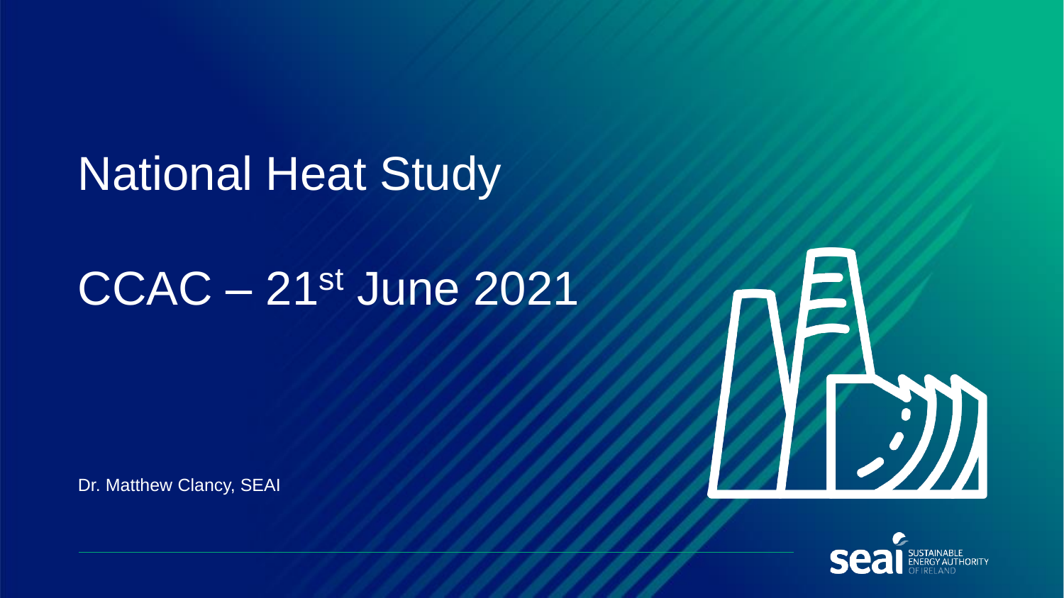# National Heat Study

## CCAC – 21st June 2021

Dr. Matthew Clancy, SEAI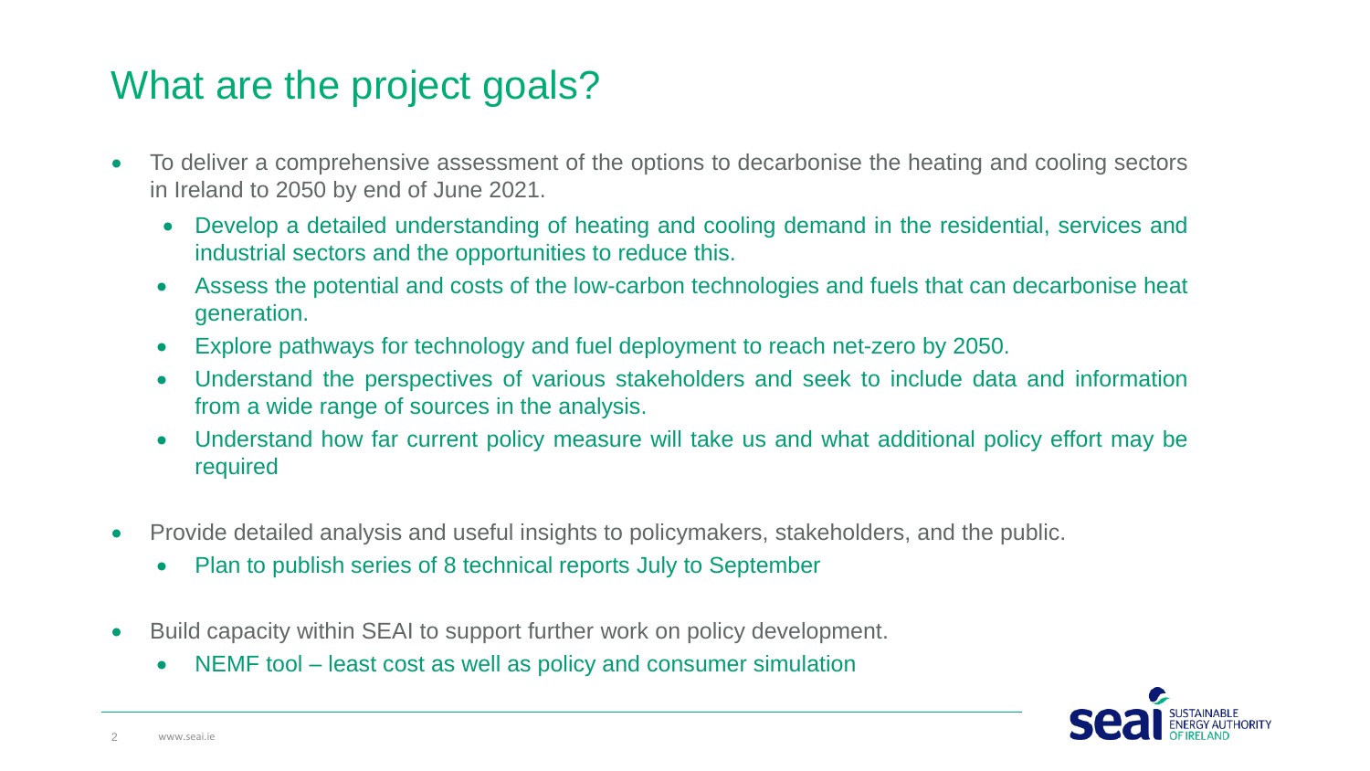# What are the project goals?

- To deliver a comprehensive assessment of the options to decarbonise the heating and cooling sectors in Ireland to 2050 by end of June 2021.
  - Develop a detailed understanding of heating and cooling demand in the residential, services and industrial sectors and the opportunities to reduce this.
  - Assess the potential and costs of the low-carbon technologies and fuels that can decarbonise heat generation.
  - Explore pathways for technology and fuel deployment to reach net-zero by 2050.
  - Understand the perspectives of various stakeholders and seek to include data and information from a wide range of sources in the analysis.
  - Understand how far current policy measure will take us and what additional policy effort may be required

- Provide detailed analysis and useful insights to policymakers, stakeholders, and the public.
  - Plan to publish series of 8 technical reports July to September

- Build capacity within SEAI to support further work on policy development.
  - NEMF tool – least cost as well as policy and consumer simulation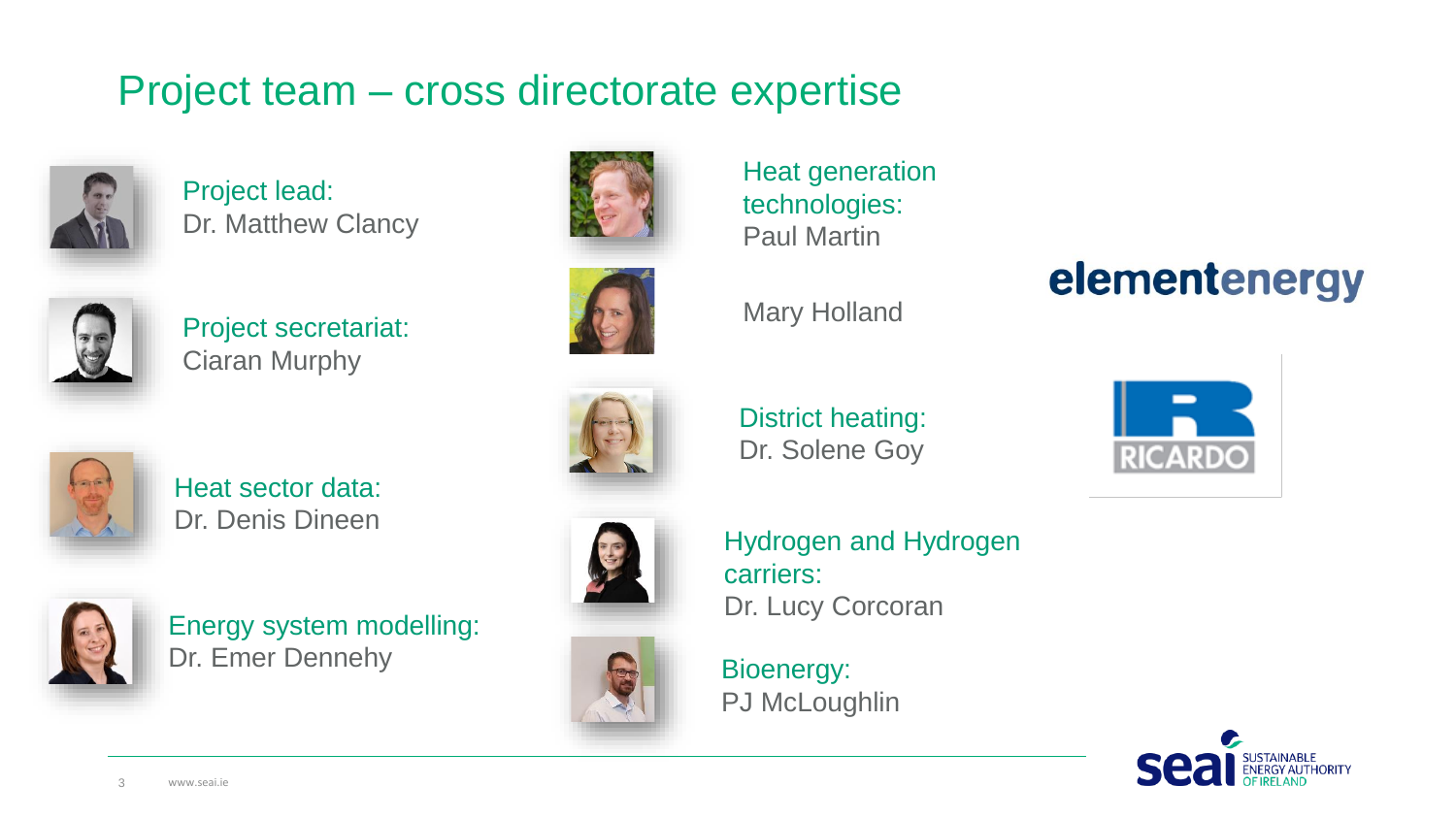# Project team – cross directorate expertise

**Project lead:**
Dr. Matthew Clancy

**Project secretariat:**
Ciaran Murphy

**Heat sector data:**
Dr. Denis Dineen

**Energy system modelling:**
Dr. Emer Dennehy

**Heat generation technologies:**
Paul Martin

Mary Holland

**District heating:**
Dr. Solene Goy

**Hydrogen and Hydrogen carriers:**
Dr. Lucy Corcoran

**Bioenergy:**
PJ McLoughlin

elementenergy

RICARDO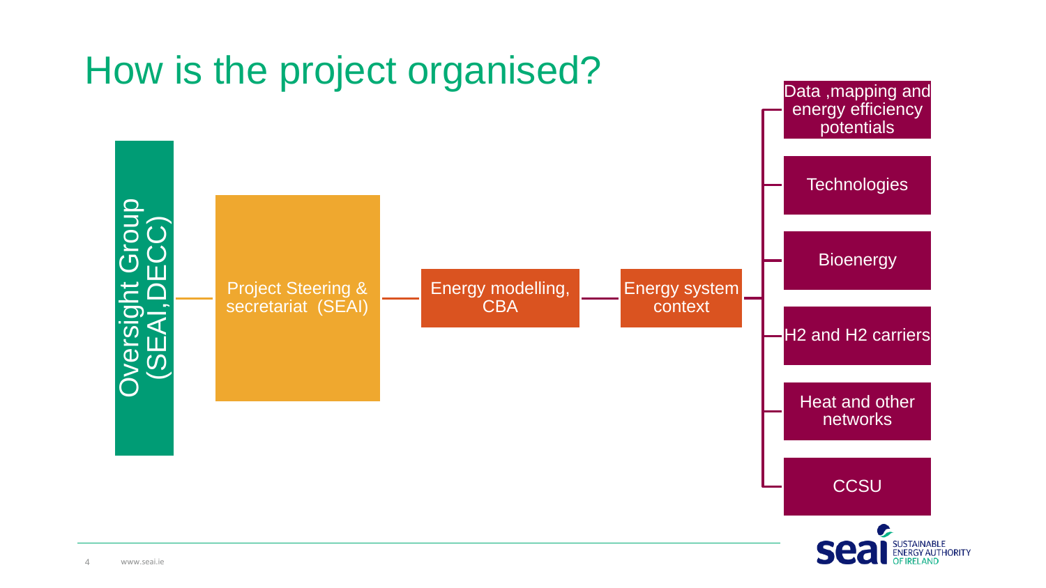# How is the project organised?

- Oversight Group (SEAI,DECC)
  - Project Steering & secretariat (SEAI)
    - Energy modelling, CBA
      - Energy system context
        - Data ,mapping and energy efficiency potentials
        - Technologies
        - Bioenergy
        - H2 and H2 carriers
        - Heat and other networks
        - CCSU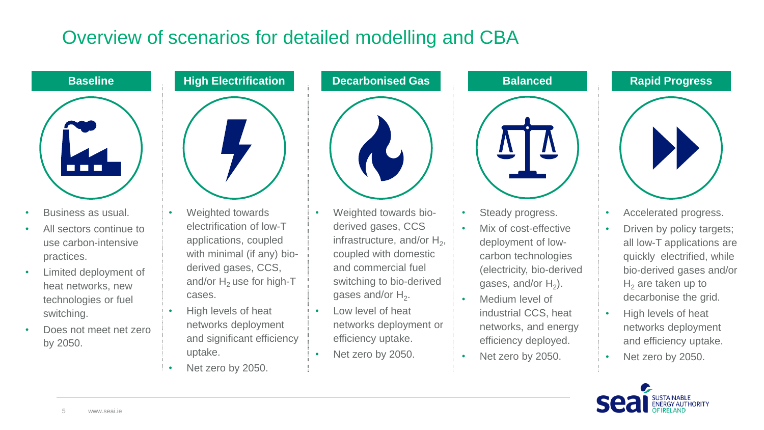# Overview of scenarios for detailed modelling and CBA

## Baseline

- Business as usual.
- All sectors continue to use carbon-intensive practices.
- Limited deployment of heat networks, new technologies or fuel switching.
- Does not meet net zero by 2050.

## High Electrification

- Weighted towards electrification of low-T applications, coupled with minimal (if any) bio-derived gases, CCS, and/or $H_2$ use for high-T cases.
- High levels of heat networks deployment and significant efficiency uptake.
- Net zero by 2050.

## Decarbonised Gas

- Weighted towards bio-derived gases, CCS infrastructure, and/or $H_2$, coupled with domestic and commercial fuel switching to bio-derived gases and/or $H_2$.
- Low level of heat networks deployment or efficiency uptake.
- Net zero by 2050.

## Balanced

- Steady progress.
- Mix of cost-effective deployment of low-carbon technologies (electricity, bio-derived gases, and/or $H_2$).
- Medium level of industrial CCS, heat networks, and energy efficiency deployed.
- Net zero by 2050.

## Rapid Progress

- Accelerated progress.
- Driven by policy targets; all low-T applications are quickly electrified, while bio-derived gases and/or $H_2$ are taken up to decarbonise the grid.
- High levels of heat networks deployment and efficiency uptake.
- Net zero by 2050.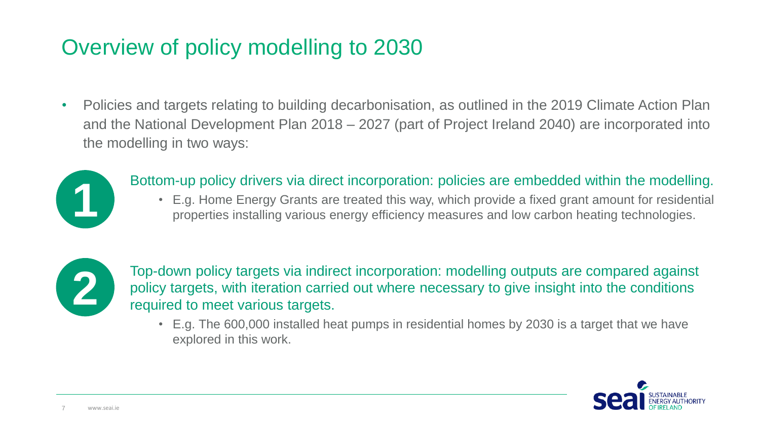# Overview of policy modelling to 2030

- Policies and targets relating to building decarbonisation, as outlined in the 2019 Climate Action Plan and the National Development Plan 2018 – 2027 (part of Project Ireland 2040) are incorporated into the modelling in two ways:

**1** Bottom-up policy drivers via direct incorporation: policies are embedded within the modelling.

- E.g. Home Energy Grants are treated this way, which provide a fixed grant amount for residential properties installing various energy efficiency measures and low carbon heating technologies.

**2** Top-down policy targets via indirect incorporation: modelling outputs are compared against policy targets, with iteration carried out where necessary to give insight into the conditions required to meet various targets.

- E.g. The 600,000 installed heat pumps in residential homes by 2030 is a target that we have explored in this work.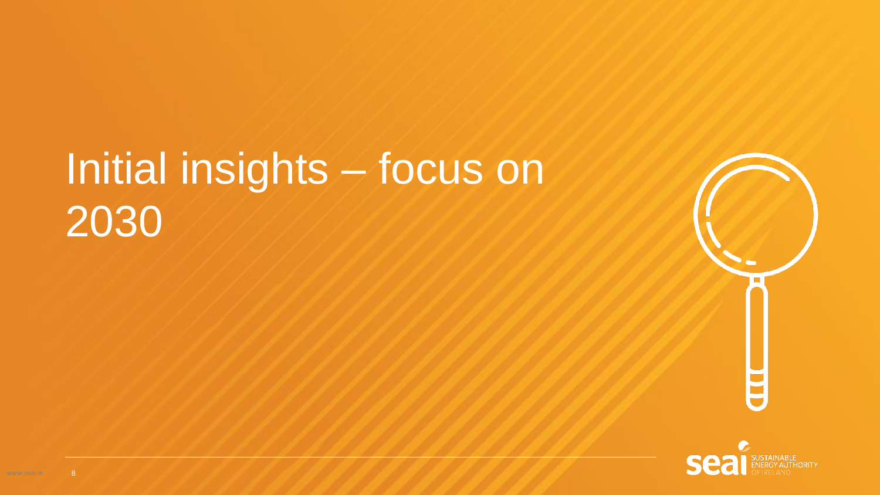# Initial insights – focus on 2030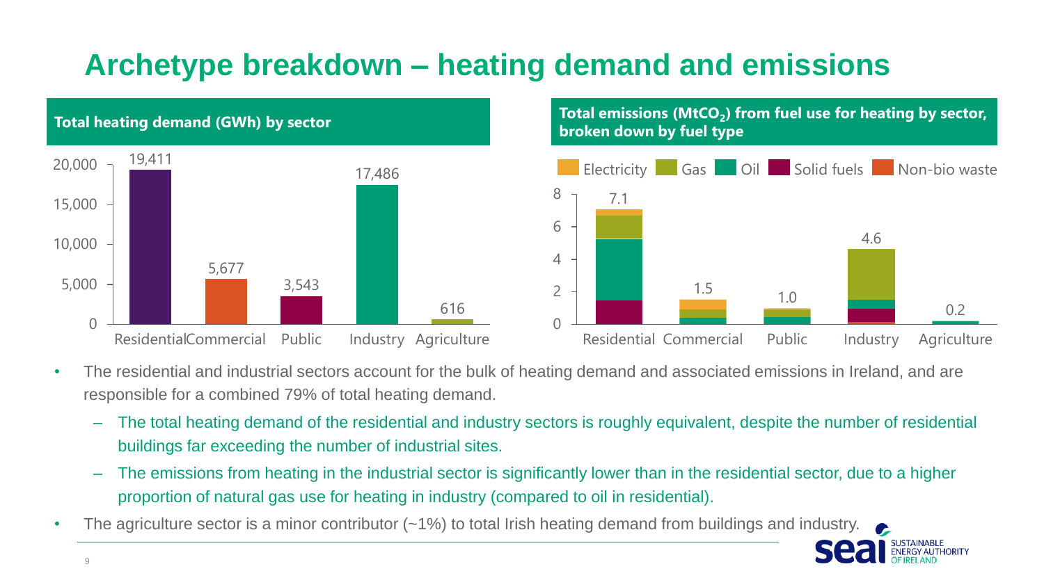# Archetype breakdown – heating demand and emissions

**Total heating demand (GWh) by sector**

| Sector | Total heating demand (GWh) |
|---|---|
| Residential | 19,411 |
| Commercial | 5,677 |
| Public | 3,543 |
| Industry | 17,486 |
| Agriculture | 616 |

**Total emissions ($MtCO_2$) from fuel use for heating by sector, broken down by fuel type**

Legend: Electricity, Gas, Oil, Solid fuels, Non-bio waste

| Sector | Total emissions ($MtCO_2$) |
|---|---|
| Residential | 7.1 |
| Commercial | 1.5 |
| Public | 1.0 |
| Industry | 4.6 |
| Agriculture | 0.2 |

- The residential and industrial sectors account for the bulk of heating demand and associated emissions in Ireland, and are responsible for a combined 79% of total heating demand.
  - The total heating demand of the residential and industry sectors is roughly equivalent, despite the number of residential buildings far exceeding the number of industrial sites.
  - The emissions from heating in the industrial sector is significantly lower than in the residential sector, due to a higher proportion of natural gas use for heating in industry (compared to oil in residential).
- The agriculture sector is a minor contributor (~1%) to total Irish heating demand from buildings and industry.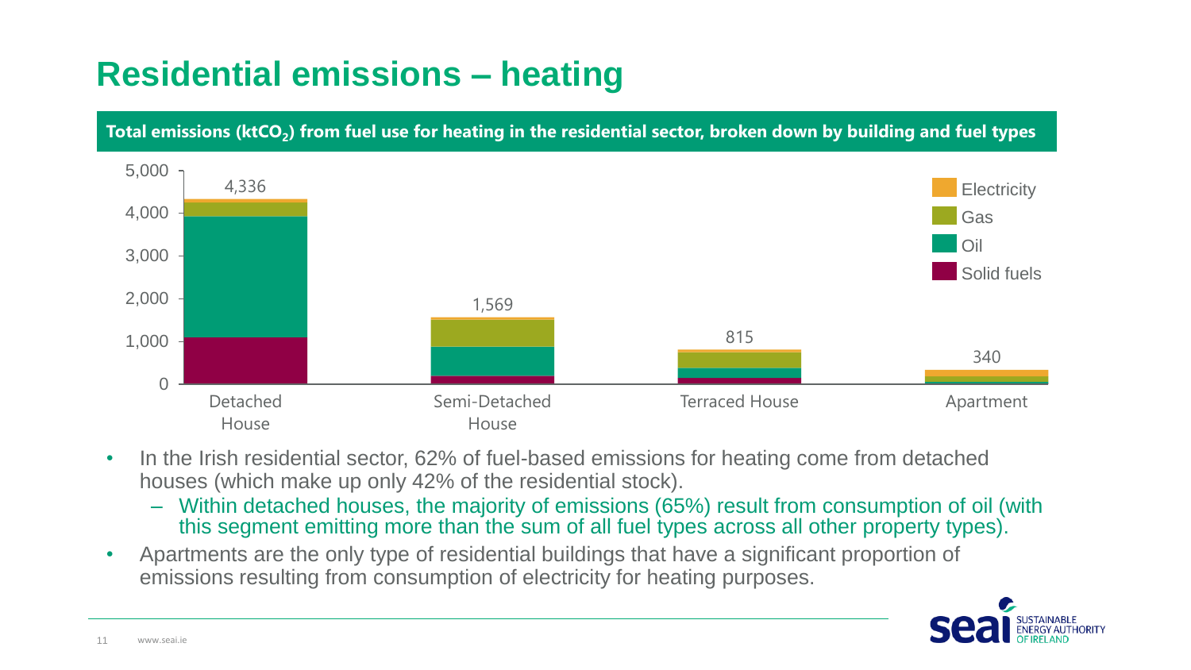# Residential emissions – heating

**Total emissions ($ktCO_2$) from fuel use for heating in the residential sector, broken down by building and fuel types**

| Building type | Total ($ktCO_2$) |
|---|---|
| Detached House | 4,336 |
| Semi-Detached House | 1,569 |
| Terraced House | 815 |
| Apartment | 340 |

Legend: Electricity, Gas, Oil, Solid fuels

- In the Irish residential sector, 62% of fuel-based emissions for heating come from detached houses (which make up only 42% of the residential stock).
  - Within detached houses, the majority of emissions (65%) result from consumption of oil (with this segment emitting more than the sum of all fuel types across all other property types).
- Apartments are the only type of residential buildings that have a significant proportion of emissions resulting from consumption of electricity for heating purposes.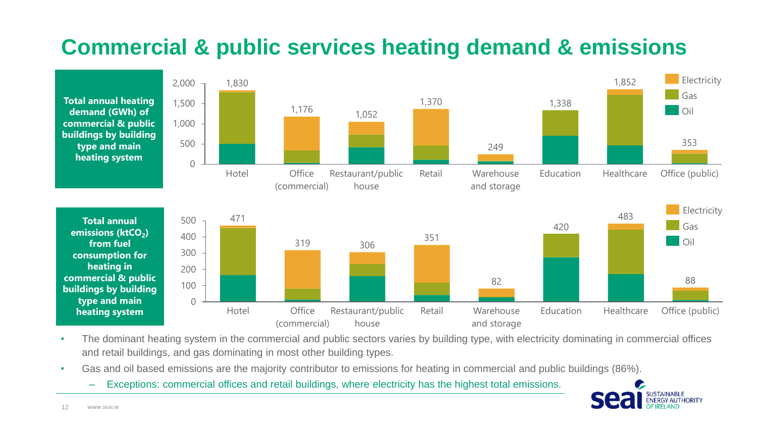# Commercial & public services heating demand & emissions

**Total annual heating demand (GWh) of commercial & public buildings by building type and main heating system**

| Building type | Total (GWh) |
|---|---|
| Hotel | 1,830 |
| Office (commercial) | 1,176 |
| Restaurant/public house | 1,052 |
| Retail | 1,370 |
| Warehouse and storage | 249 |
| Education | 1,338 |
| Healthcare | 1,852 |
| Office (public) | 353 |

Legend: Electricity, Gas, Oil

**Total annual emissions ($ktCO_2$) from fuel consumption for heating in commercial & public buildings by building type and main heating system**

| Building type | Total ($ktCO_2$) |
|---|---|
| Hotel | 471 |
| Office (commercial) | 319 |
| Restaurant/public house | 306 |
| Retail | 351 |
| Warehouse and storage | 82 |
| Education | 420 |
| Healthcare | 483 |
| Office (public) | 88 |

Legend: Electricity, Gas, Oil

- The dominant heating system in the commercial and public sectors varies by building type, with electricity dominating in commercial offices and retail buildings, and gas dominating in most other building types.
- Gas and oil based emissions are the majority contributor to emissions for heating in commercial and public buildings (86%).
  - Exceptions: commercial offices and retail buildings, where electricity has the highest total emissions.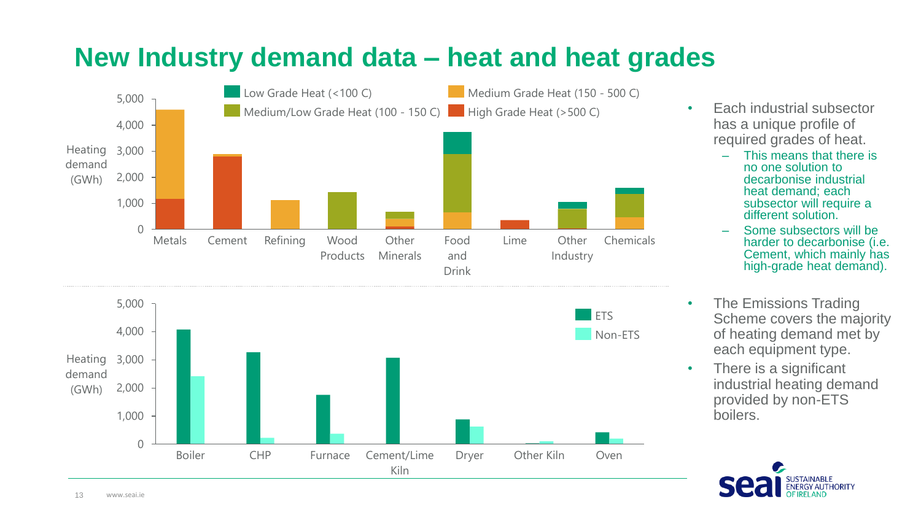# New Industry demand data – heat and heat grades

Low Grade Heat (<100 C) | Medium/Low Grade Heat (100 - 150 C) | Medium Grade Heat (150 - 500 C) | High Grade Heat (>500 C)

Heating demand (GWh)

5,000 | 4,000 | 3,000 | 2,000 | 1,000 | 0

Metals | Cement | Refining | Wood Products | Other Minerals | Food and Drink | Lime | Other Industry | Chemicals

ETS | Non-ETS

Heating demand (GWh)

5,000 | 4,000 | 3,000 | 2,000 | 1,000 | 0

Boiler | CHP | Furnace | Cement/Lime Kiln | Dryer | Other Kiln | Oven

- Each industrial subsector has a unique profile of required grades of heat.
  - This means that there is no one solution to decarbonise industrial heat demand; each subsector will require a different solution.
  - Some subsectors will be harder to decarbonise (i.e. Cement, which mainly has high-grade heat demand).
- The Emissions Trading Scheme covers the majority of heating demand met by each equipment type.
- There is a significant industrial heating demand provided by non-ETS boilers.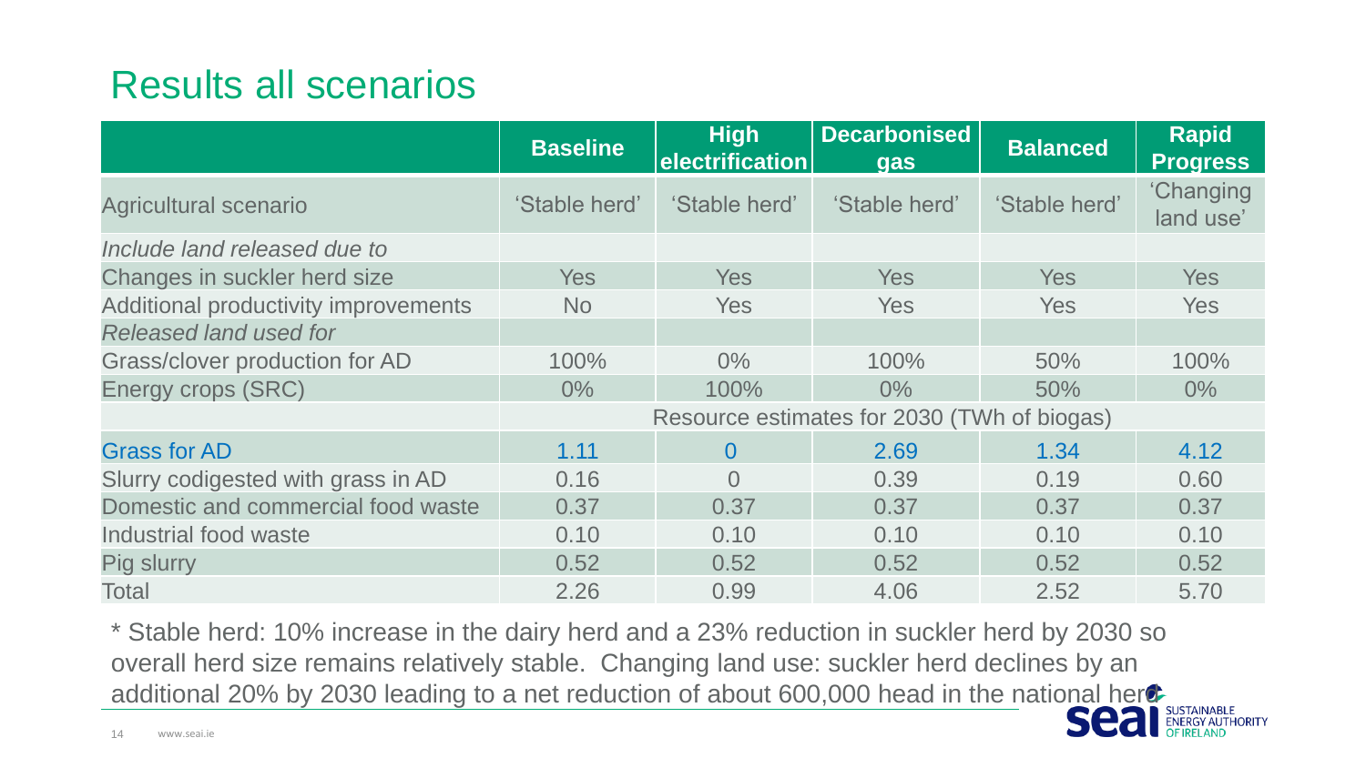# Results all scenarios

| | Baseline | High electrification | Decarbonised gas | Balanced | Rapid Progress |
|---|---|---|---|---|---|
| Agricultural scenario | 'Stable herd' | 'Stable herd' | 'Stable herd' | 'Stable herd' | 'Changing land use' |
| *Include land released due to* | | | | | |
| Changes in suckler herd size | Yes | Yes | Yes | Yes | Yes |
| Additional productivity improvements | No | Yes | Yes | Yes | Yes |
| *Released land used for* | | | | | |
| Grass/clover production for AD | 100% | 0% | 100% | 50% | 100% |
| Energy crops (SRC) | 0% | 100% | 0% | 50% | 0% |
| | Resource estimates for 2030 (TWh of biogas) | | | | |
| Grass for AD | 1.11 | 0 | 2.69 | 1.34 | 4.12 |
| Slurry codigested with grass in AD | 0.16 | 0 | 0.39 | 0.19 | 0.60 |
| Domestic and commercial food waste | 0.37 | 0.37 | 0.37 | 0.37 | 0.37 |
| Industrial food waste | 0.10 | 0.10 | 0.10 | 0.10 | 0.10 |
| Pig slurry | 0.52 | 0.52 | 0.52 | 0.52 | 0.52 |
| Total | 2.26 | 0.99 | 4.06 | 2.52 | 5.70 |

* Stable herd: 10% increase in the dairy herd and a 23% reduction in suckler herd by 2030 so overall herd size remains relatively stable. Changing land use: suckler herd declines by an additional 20% by 2030 leading to a net reduction of about 600,000 head in the national herd.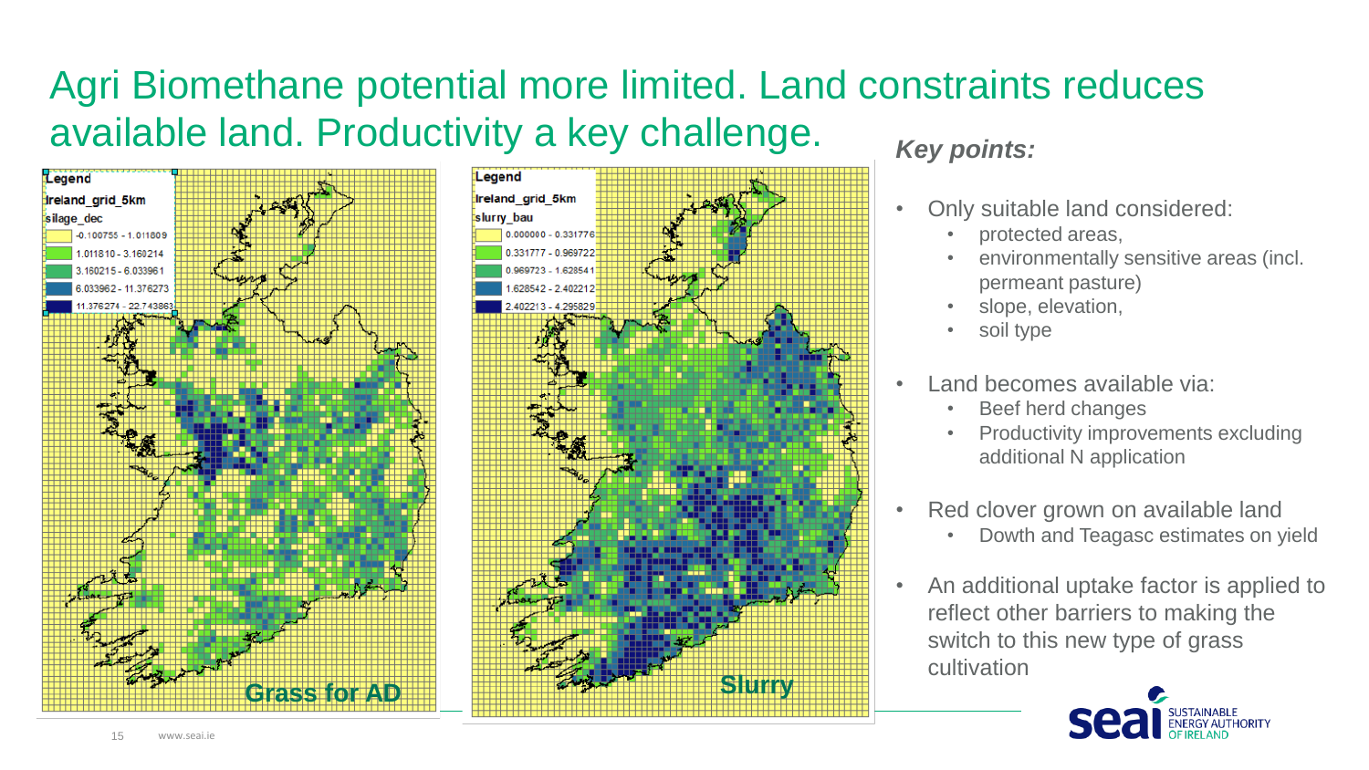# Agri Biomethane potential more limited. Land constraints reduces available land. Productivity a key challenge.

| Legend | |
|---|---|
| Ireland_grid_5km | |
| silage_dec | |
| | -0.100755 - 1.011809 |
| | 1.011810 - 3.160214 |
| | 3.160215 - 6.033961 |
| | 6.033962 - 11.376273 |
| | 11.376274 - 22.743863 |

**Grass for AD**

| Legend | |
|---|---|
| Ireland_grid_5km | |
| slurry_bau | |
| | 0.000000 - 0.331776 |
| | 0.331777 - 0.969722 |
| | 0.969723 - 1.628541 |
| | 1.628542 - 2.402212 |
| | 2.402213 - 4.295829 |

**Slurry**

***Key points:***

- Only suitable land considered:
  - protected areas,
  - environmentally sensitive areas (incl. permeant pasture)
  - slope, elevation,
  - soil type
- Land becomes available via:
  - Beef herd changes
  - Productivity improvements excluding additional N application
- Red clover grown on available land
  - Dowth and Teagasc estimates on yield
- An additional uptake factor is applied to reflect other barriers to making the switch to this new type of grass cultivation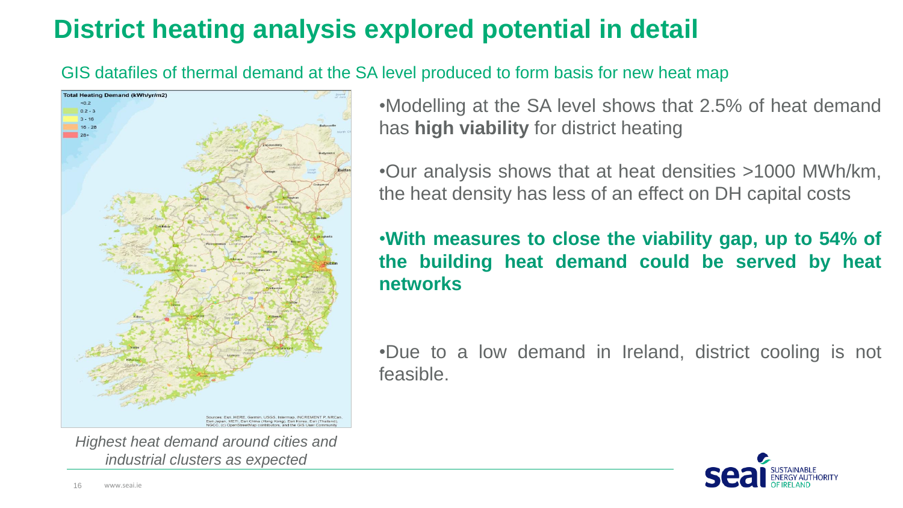# District heating analysis explored potential in detail

GIS datafiles of thermal demand at the SA level produced to form basis for new heat map

*Highest heat demand around cities and industrial clusters as expected*

- Modelling at the SA level shows that 2.5% of heat demand has **high viability** for district heating
- Our analysis shows that at heat densities >1000 MWh/km, the heat density has less of an effect on DH capital costs
- **With measures to close the viability gap, up to 54% of the building heat demand could be served by heat networks**
- Due to a low demand in Ireland, district cooling is not feasible.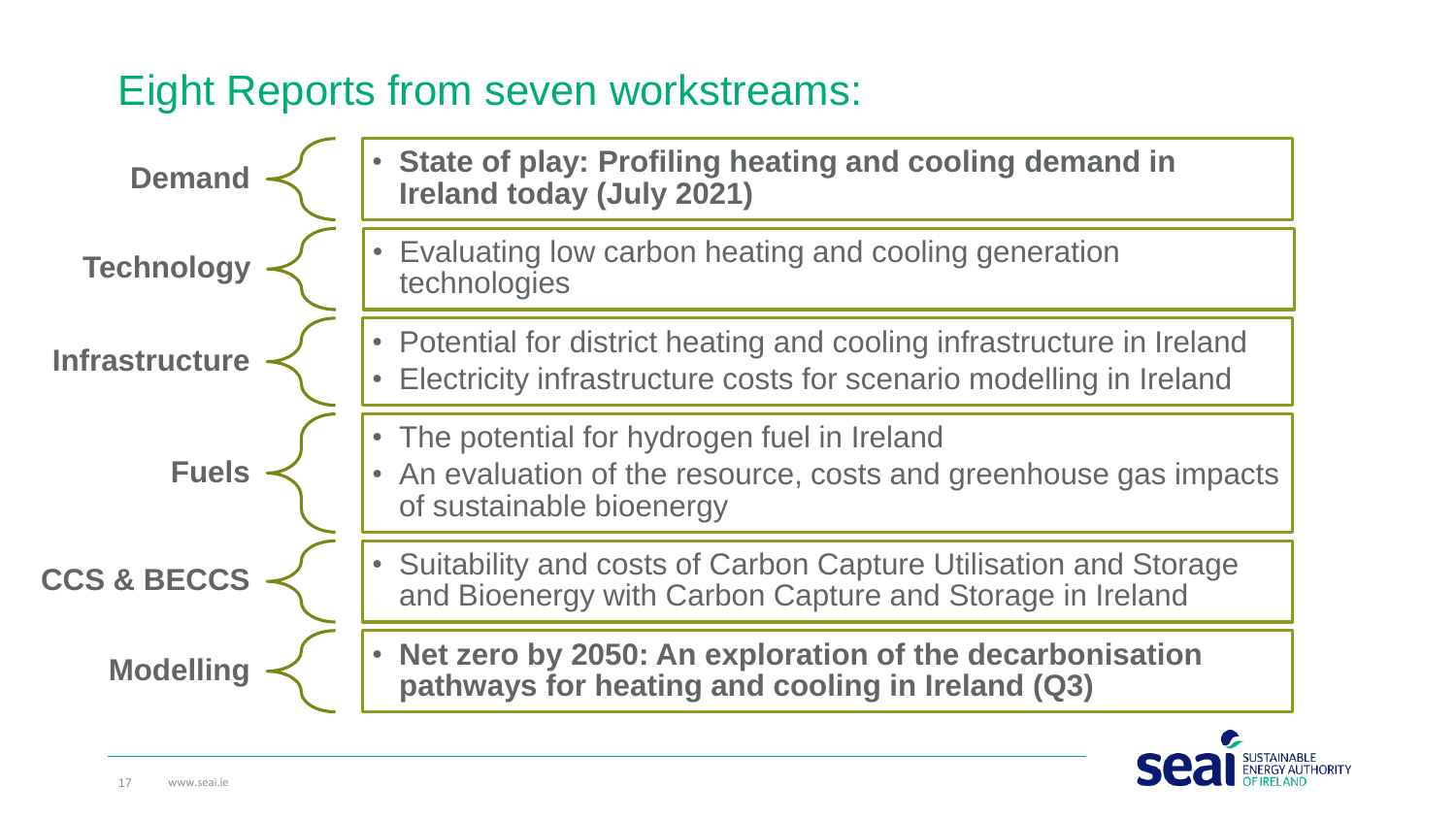## Eight Reports from seven workstreams:

**Demand**

- **State of play: Profiling heating and cooling demand in Ireland today (July 2021)**

**Technology**

- Evaluating low carbon heating and cooling generation technologies

**Infrastructure**

- Potential for district heating and cooling infrastructure in Ireland
- Electricity infrastructure costs for scenario modelling in Ireland

**Fuels**

- The potential for hydrogen fuel in Ireland
- An evaluation of the resource, costs and greenhouse gas impacts of sustainable bioenergy

**CCS & BECCS**

- Suitability and costs of Carbon Capture Utilisation and Storage and Bioenergy with Carbon Capture and Storage in Ireland

**Modelling**

- **Net zero by 2050: An exploration of the decarbonisation pathways for heating and cooling in Ireland (Q3)**